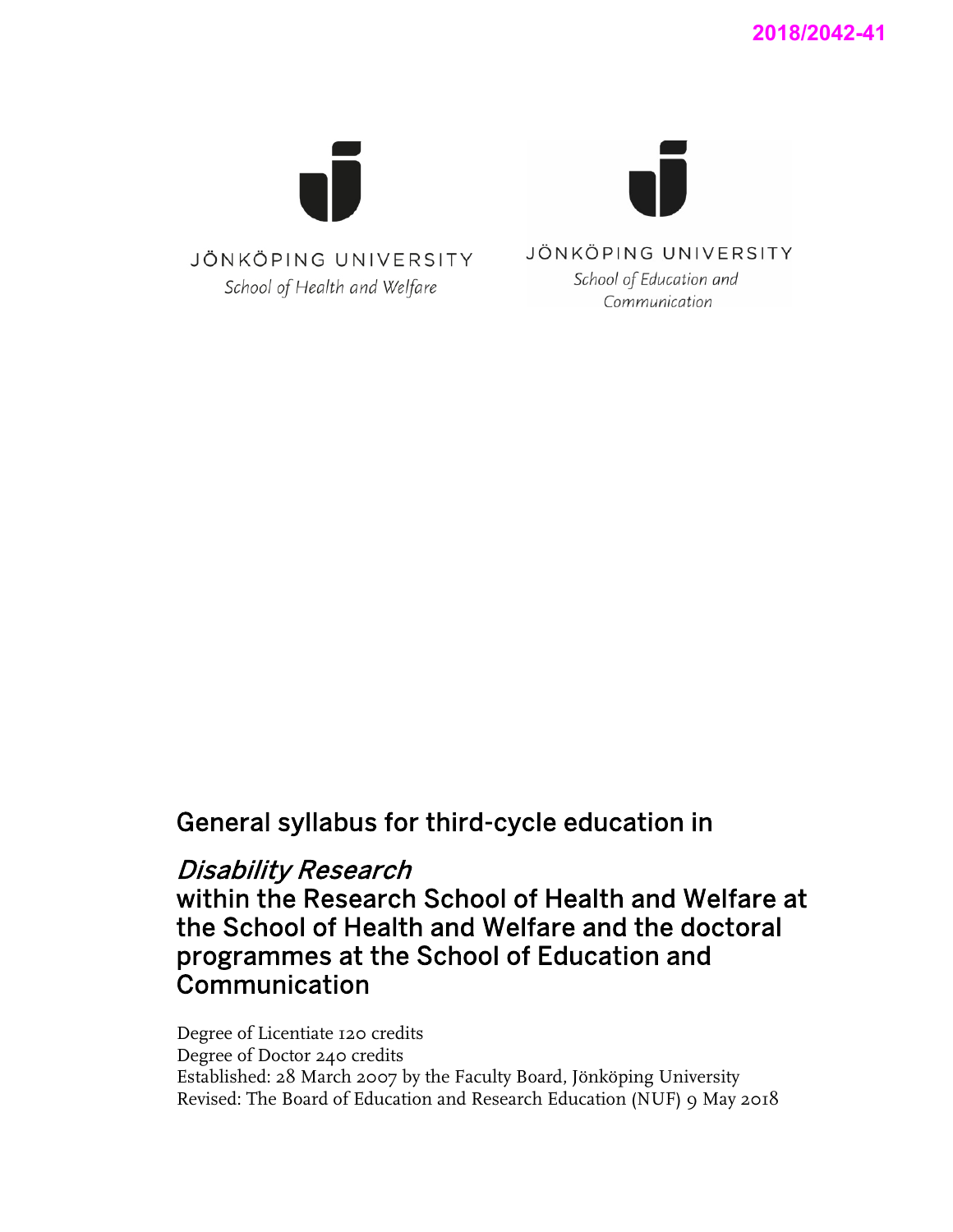2018/2042-41

JÖNKÖPING UNIVERSITY
*School of Health and Welfare*

JÖNKÖPING UNIVERSITY
*School of Education and Communication*

# General syllabus for third-cycle education in

# *Disability Research* within the Research School of Health and Welfare at the School of Health and Welfare and the doctoral programmes at the School of Education and Communication

Degree of Licentiate 120 credits
Degree of Doctor 240 credits
Established: 28 March 2007 by the Faculty Board, Jönköping University
Revised: The Board of Education and Research Education (NUF) 9 May 2018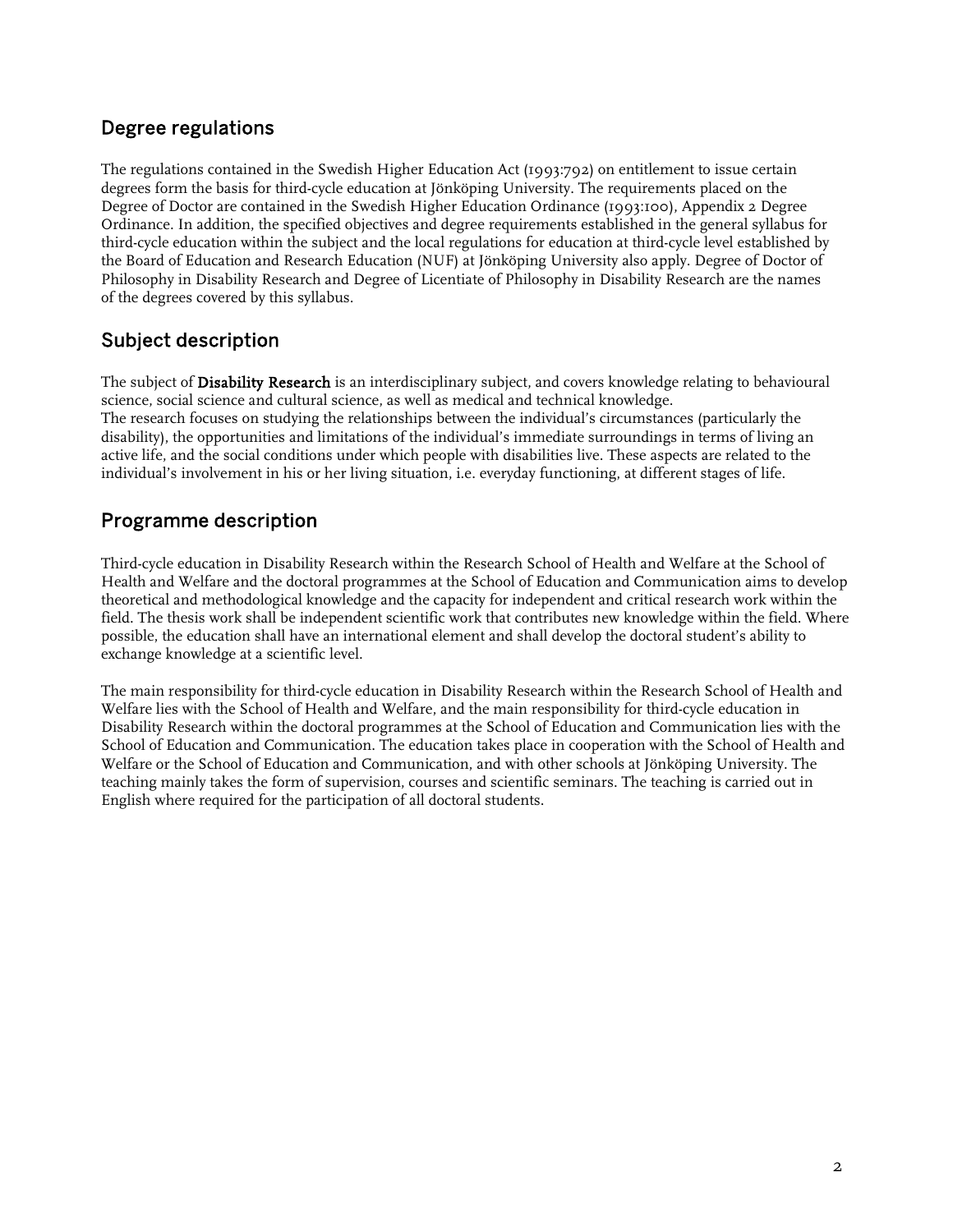## Degree regulations

The regulations contained in the Swedish Higher Education Act (1993:792) on entitlement to issue certain degrees form the basis for third-cycle education at Jönköping University. The requirements placed on the Degree of Doctor are contained in the Swedish Higher Education Ordinance (1993:100), Appendix 2 Degree Ordinance. In addition, the specified objectives and degree requirements established in the general syllabus for third-cycle education within the subject and the local regulations for education at third-cycle level established by the Board of Education and Research Education (NUF) at Jönköping University also apply. Degree of Doctor of Philosophy in Disability Research and Degree of Licentiate of Philosophy in Disability Research are the names of the degrees covered by this syllabus.

## Subject description

The subject of **Disability Research** is an interdisciplinary subject, and covers knowledge relating to behavioural science, social science and cultural science, as well as medical and technical knowledge.
The research focuses on studying the relationships between the individual's circumstances (particularly the disability), the opportunities and limitations of the individual's immediate surroundings in terms of living an active life, and the social conditions under which people with disabilities live. These aspects are related to the individual's involvement in his or her living situation, i.e. everyday functioning, at different stages of life.

## Programme description

Third-cycle education in Disability Research within the Research School of Health and Welfare at the School of Health and Welfare and the doctoral programmes at the School of Education and Communication aims to develop theoretical and methodological knowledge and the capacity for independent and critical research work within the field. The thesis work shall be independent scientific work that contributes new knowledge within the field. Where possible, the education shall have an international element and shall develop the doctoral student's ability to exchange knowledge at a scientific level.

The main responsibility for third-cycle education in Disability Research within the Research School of Health and Welfare lies with the School of Health and Welfare, and the main responsibility for third-cycle education in Disability Research within the doctoral programmes at the School of Education and Communication lies with the School of Education and Communication. The education takes place in cooperation with the School of Health and Welfare or the School of Education and Communication, and with other schools at Jönköping University. The teaching mainly takes the form of supervision, courses and scientific seminars. The teaching is carried out in English where required for the participation of all doctoral students.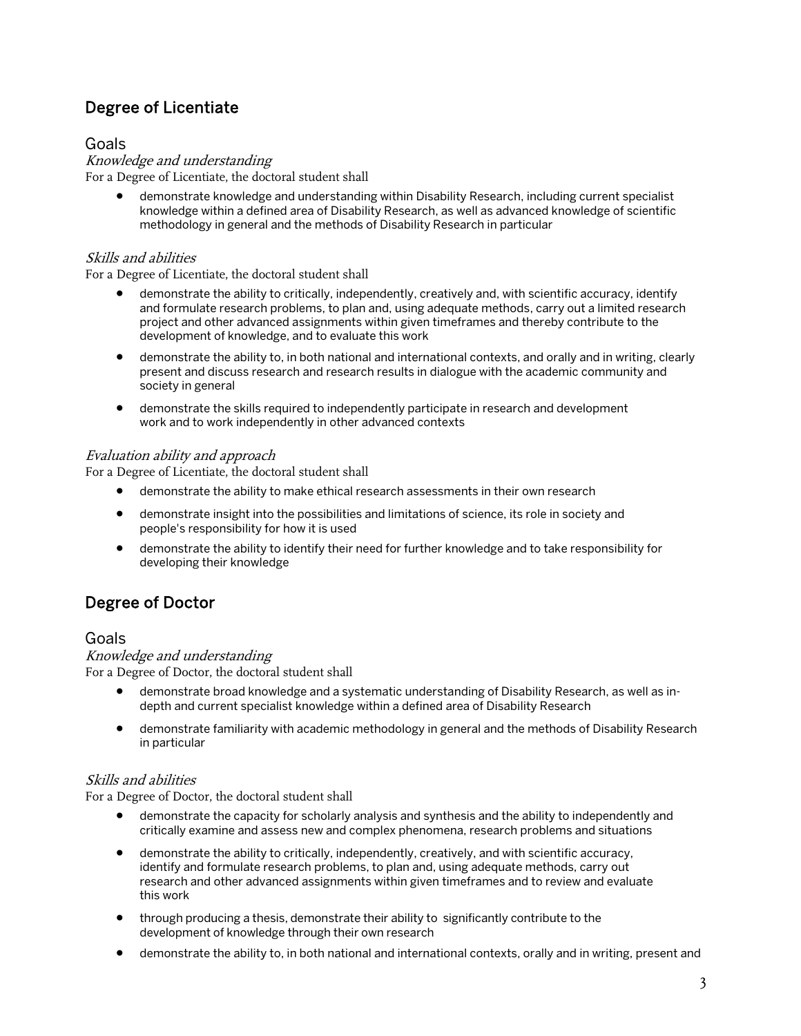## Degree of Licentiate

### Goals

*Knowledge and understanding*

For a Degree of Licentiate, the doctoral student shall

- demonstrate knowledge and understanding within Disability Research, including current specialist knowledge within a defined area of Disability Research, as well as advanced knowledge of scientific methodology in general and the methods of Disability Research in particular

*Skills and abilities*

For a Degree of Licentiate, the doctoral student shall

- demonstrate the ability to critically, independently, creatively and, with scientific accuracy, identify and formulate research problems, to plan and, using adequate methods, carry out a limited research project and other advanced assignments within given timeframes and thereby contribute to the development of knowledge, and to evaluate this work
- demonstrate the ability to, in both national and international contexts, and orally and in writing, clearly present and discuss research and research results in dialogue with the academic community and society in general
- demonstrate the skills required to independently participate in research and development work and to work independently in other advanced contexts

*Evaluation ability and approach*

For a Degree of Licentiate, the doctoral student shall

- demonstrate the ability to make ethical research assessments in their own research
- demonstrate insight into the possibilities and limitations of science, its role in society and people's responsibility for how it is used
- demonstrate the ability to identify their need for further knowledge and to take responsibility for developing their knowledge

## Degree of Doctor

### Goals

*Knowledge and understanding*

For a Degree of Doctor, the doctoral student shall

- demonstrate broad knowledge and a systematic understanding of Disability Research, as well as in-depth and current specialist knowledge within a defined area of Disability Research
- demonstrate familiarity with academic methodology in general and the methods of Disability Research in particular

*Skills and abilities*

For a Degree of Doctor, the doctoral student shall

- demonstrate the capacity for scholarly analysis and synthesis and the ability to independently and critically examine and assess new and complex phenomena, research problems and situations
- demonstrate the ability to critically, independently, creatively, and with scientific accuracy, identify and formulate research problems, to plan and, using adequate methods, carry out research and other advanced assignments within given timeframes and to review and evaluate this work
- through producing a thesis, demonstrate their ability to significantly contribute to the development of knowledge through their own research
- demonstrate the ability to, in both national and international contexts, orally and in writing, present and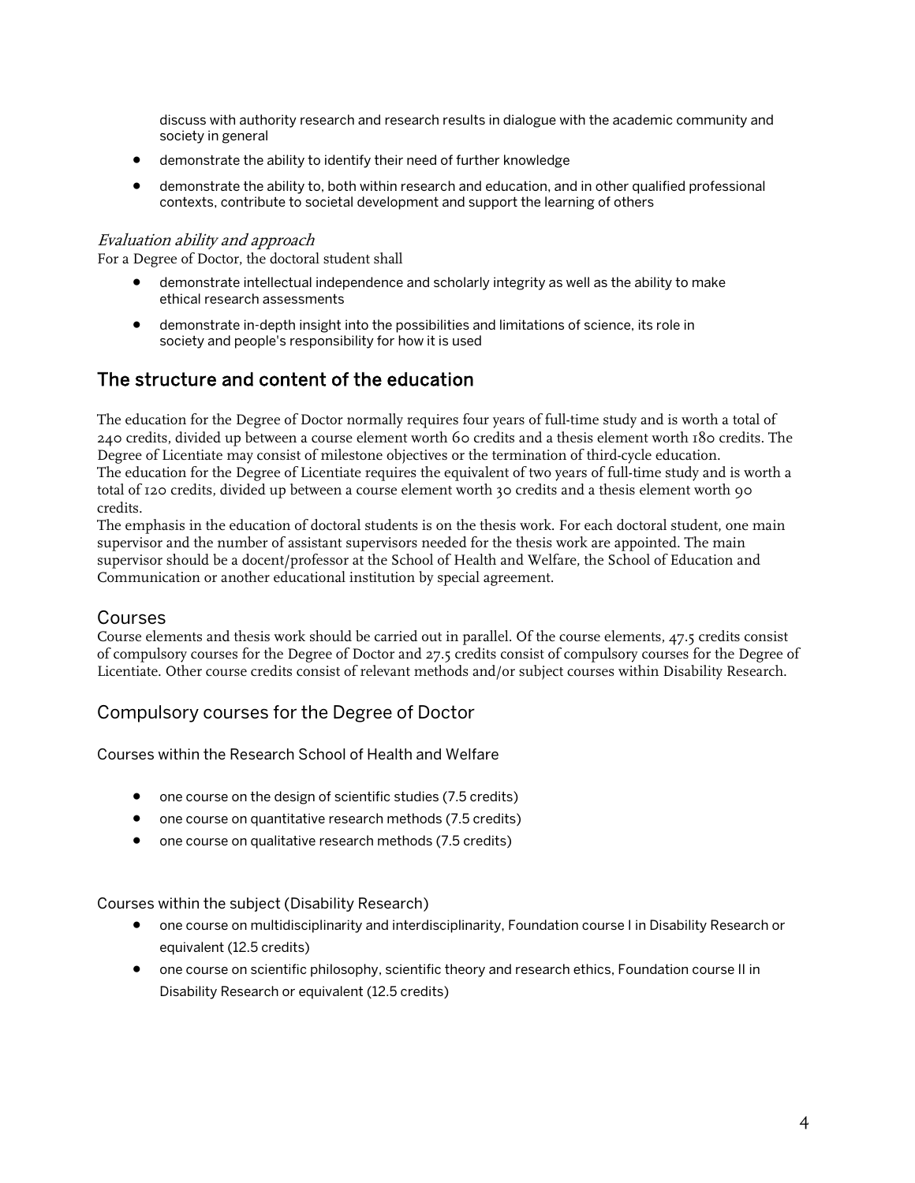discuss with authority research and research results in dialogue with the academic community and society in general

- demonstrate the ability to identify their need of further knowledge
- demonstrate the ability to, both within research and education, and in other qualified professional contexts, contribute to societal development and support the learning of others

*Evaluation ability and approach*

For a Degree of Doctor, the doctoral student shall

- demonstrate intellectual independence and scholarly integrity as well as the ability to make ethical research assessments
- demonstrate in-depth insight into the possibilities and limitations of science, its role in society and people's responsibility for how it is used

## The structure and content of the education

The education for the Degree of Doctor normally requires four years of full-time study and is worth a total of 240 credits, divided up between a course element worth 60 credits and a thesis element worth 180 credits. The Degree of Licentiate may consist of milestone objectives or the termination of third-cycle education.
The education for the Degree of Licentiate requires the equivalent of two years of full-time study and is worth a total of 120 credits, divided up between a course element worth 30 credits and a thesis element worth 90 credits.
The emphasis in the education of doctoral students is on the thesis work. For each doctoral student, one main supervisor and the number of assistant supervisors needed for the thesis work are appointed. The main supervisor should be a docent/professor at the School of Health and Welfare, the School of Education and Communication or another educational institution by special agreement.

### Courses

Course elements and thesis work should be carried out in parallel. Of the course elements, 47.5 credits consist of compulsory courses for the Degree of Doctor and 27.5 credits consist of compulsory courses for the Degree of Licentiate. Other course credits consist of relevant methods and/or subject courses within Disability Research.

### Compulsory courses for the Degree of Doctor

Courses within the Research School of Health and Welfare

- one course on the design of scientific studies (7.5 credits)
- one course on quantitative research methods (7.5 credits)
- one course on qualitative research methods (7.5 credits)

Courses within the subject (Disability Research)

- one course on multidisciplinarity and interdisciplinarity, Foundation course I in Disability Research or equivalent (12.5 credits)
- one course on scientific philosophy, scientific theory and research ethics, Foundation course II in Disability Research or equivalent (12.5 credits)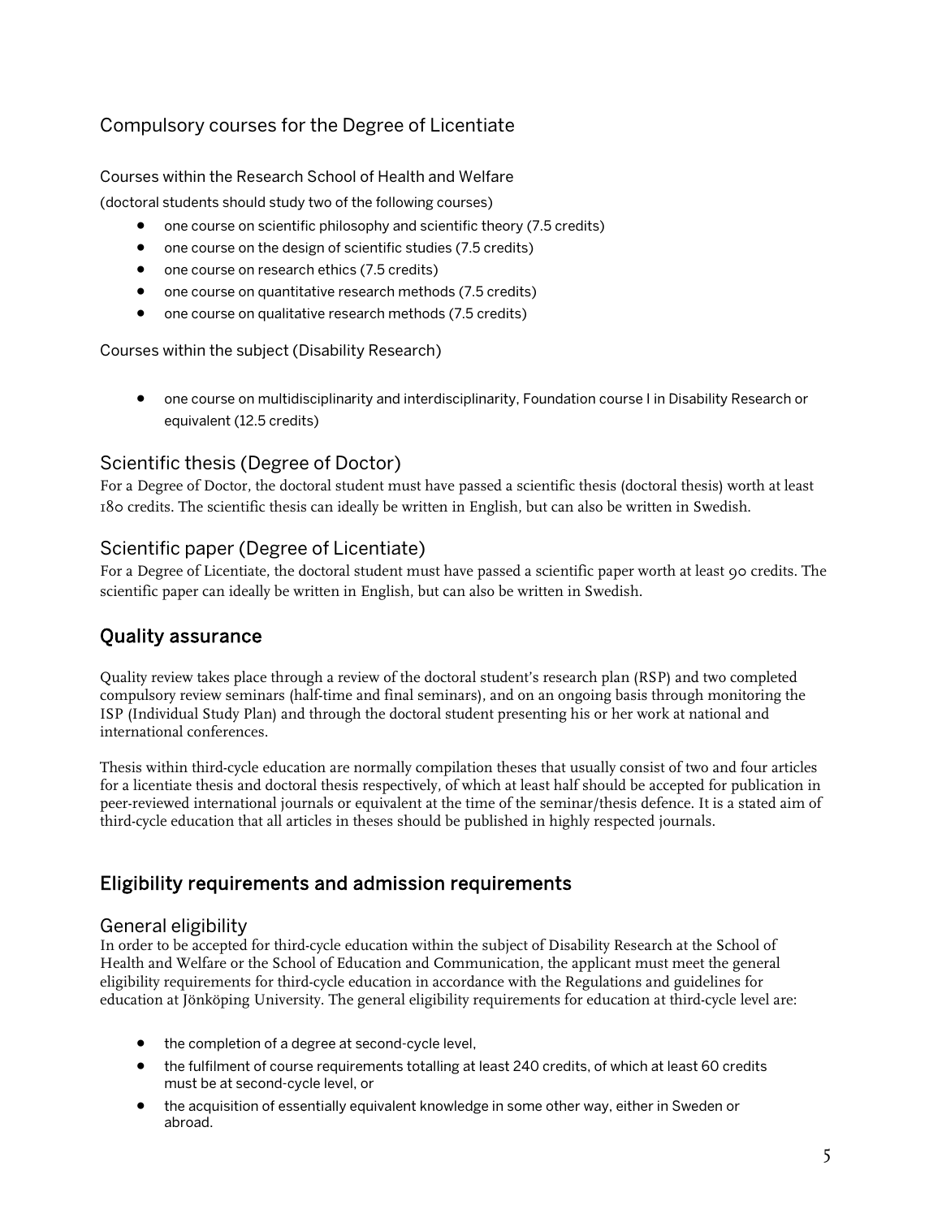### Compulsory courses for the Degree of Licentiate

Courses within the Research School of Health and Welfare

(doctoral students should study two of the following courses)

- one course on scientific philosophy and scientific theory (7.5 credits)
- one course on the design of scientific studies (7.5 credits)
- one course on research ethics (7.5 credits)
- one course on quantitative research methods (7.5 credits)
- one course on qualitative research methods (7.5 credits)

Courses within the subject (Disability Research)

- one course on multidisciplinarity and interdisciplinarity, Foundation course I in Disability Research or equivalent (12.5 credits)

### Scientific thesis (Degree of Doctor)

For a Degree of Doctor, the doctoral student must have passed a scientific thesis (doctoral thesis) worth at least 180 credits. The scientific thesis can ideally be written in English, but can also be written in Swedish.

### Scientific paper (Degree of Licentiate)

For a Degree of Licentiate, the doctoral student must have passed a scientific paper worth at least 90 credits. The scientific paper can ideally be written in English, but can also be written in Swedish.

## Quality assurance

Quality review takes place through a review of the doctoral student's research plan (RSP) and two completed compulsory review seminars (half-time and final seminars), and on an ongoing basis through monitoring the ISP (Individual Study Plan) and through the doctoral student presenting his or her work at national and international conferences.

Thesis within third-cycle education are normally compilation theses that usually consist of two and four articles for a licentiate thesis and doctoral thesis respectively, of which at least half should be accepted for publication in peer-reviewed international journals or equivalent at the time of the seminar/thesis defence. It is a stated aim of third-cycle education that all articles in theses should be published in highly respected journals.

## Eligibility requirements and admission requirements

### General eligibility

In order to be accepted for third-cycle education within the subject of Disability Research at the School of Health and Welfare or the School of Education and Communication, the applicant must meet the general eligibility requirements for third-cycle education in accordance with the Regulations and guidelines for education at Jönköping University. The general eligibility requirements for education at third-cycle level are:

- the completion of a degree at second-cycle level,
- the fulfilment of course requirements totalling at least 240 credits, of which at least 60 credits must be at second-cycle level, or
- the acquisition of essentially equivalent knowledge in some other way, either in Sweden or abroad.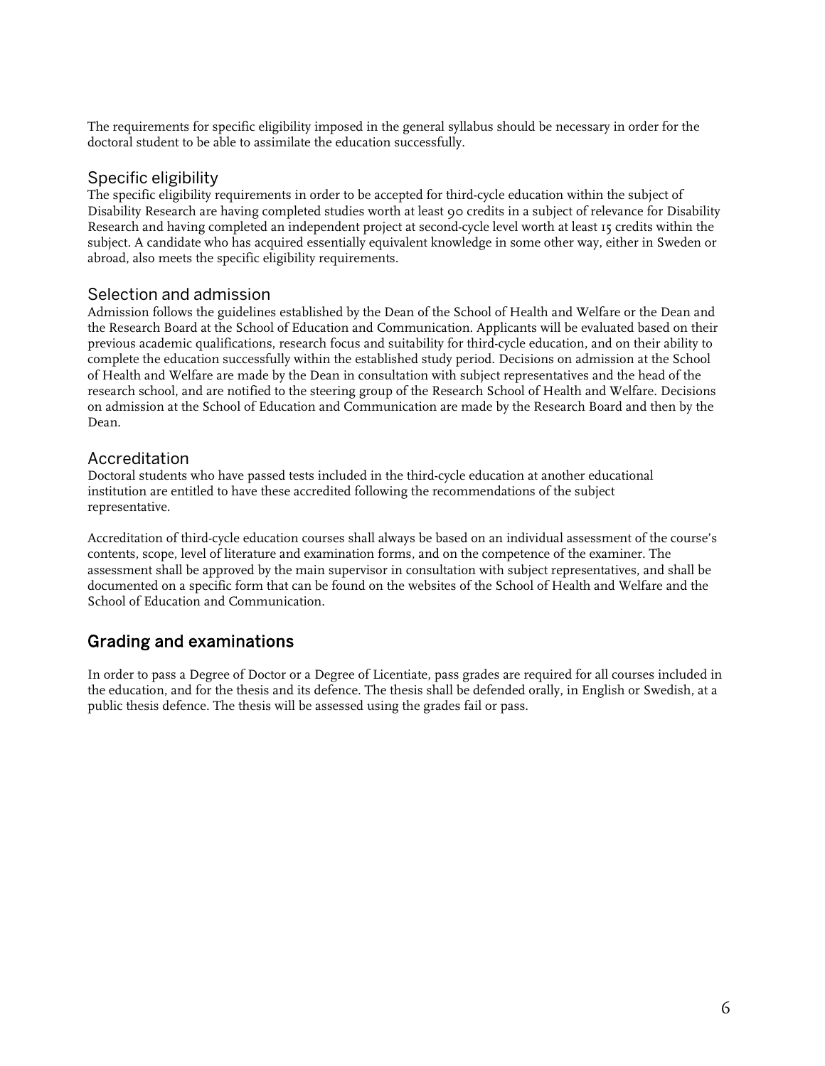The requirements for specific eligibility imposed in the general syllabus should be necessary in order for the doctoral student to be able to assimilate the education successfully.

### Specific eligibility

The specific eligibility requirements in order to be accepted for third-cycle education within the subject of Disability Research are having completed studies worth at least 90 credits in a subject of relevance for Disability Research and having completed an independent project at second-cycle level worth at least 15 credits within the subject. A candidate who has acquired essentially equivalent knowledge in some other way, either in Sweden or abroad, also meets the specific eligibility requirements.

### Selection and admission

Admission follows the guidelines established by the Dean of the School of Health and Welfare or the Dean and the Research Board at the School of Education and Communication. Applicants will be evaluated based on their previous academic qualifications, research focus and suitability for third-cycle education, and on their ability to complete the education successfully within the established study period. Decisions on admission at the School of Health and Welfare are made by the Dean in consultation with subject representatives and the head of the research school, and are notified to the steering group of the Research School of Health and Welfare. Decisions on admission at the School of Education and Communication are made by the Research Board and then by the Dean.

### Accreditation

Doctoral students who have passed tests included in the third-cycle education at another educational institution are entitled to have these accredited following the recommendations of the subject representative.

Accreditation of third-cycle education courses shall always be based on an individual assessment of the course's contents, scope, level of literature and examination forms, and on the competence of the examiner. The assessment shall be approved by the main supervisor in consultation with subject representatives, and shall be documented on a specific form that can be found on the websites of the School of Health and Welfare and the School of Education and Communication.

## Grading and examinations

In order to pass a Degree of Doctor or a Degree of Licentiate, pass grades are required for all courses included in the education, and for the thesis and its defence. The thesis shall be defended orally, in English or Swedish, at a public thesis defence. The thesis will be assessed using the grades fail or pass.